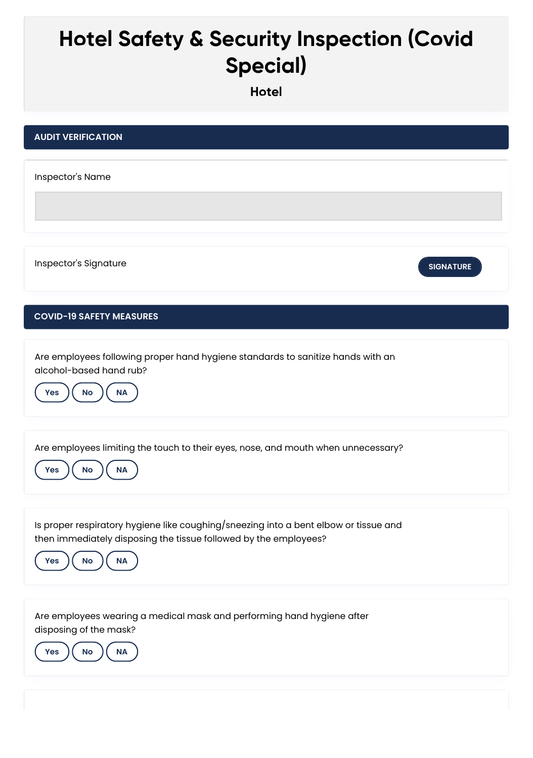# Hotel Safety & Security Inspection (Covid Special)

**Hotel**

## AUDIT VERIFICATION

Inspector's Name

Inspector's Signature

SIGNATURE

## COVID-19 SAFETY MEASURES

Are employees following proper hand hygiene standards to sanitize hands with an alcohol-based hand rub?

Yes No NA

Are employees limiting the touch to their eyes, nose, and mouth when unnecessary?

Yes No NA

Is proper respiratory hygiene like coughing/sneezing into a bent elbow or tissue and then immediately disposing the tissue followed by the employees?

Yes No NA

Are employees wearing a medical mask and performing hand hygiene after disposing of the mask?

Yes No NA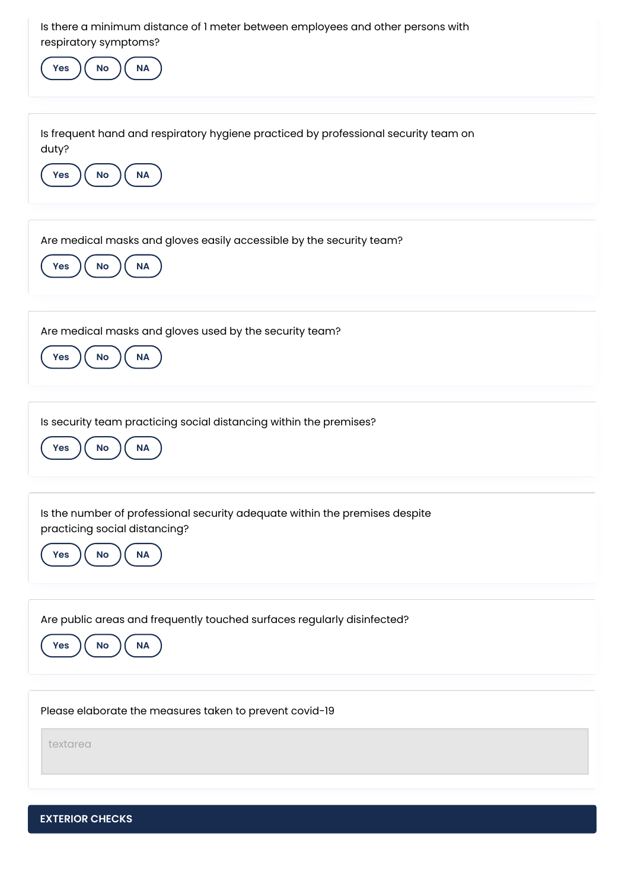Is there a minimum distance of 1 meter between employees and other persons with respiratory symptoms?

Yes No NA

Is frequent hand and respiratory hygiene practiced by professional security team on duty?

Yes No NA

Are medical masks and gloves easily accessible by the security team?

Yes No NA

Are medical masks and gloves used by the security team?

Yes No NA

Is security team practicing social distancing within the premises?

Yes No NA

Is the number of professional security adequate within the premises despite practicing social distancing?

Yes No NA

Are public areas and frequently touched surfaces regularly disinfected?

Yes No NA

Please elaborate the measures taken to prevent covid-19

textarea

## EXTERIOR CHECKS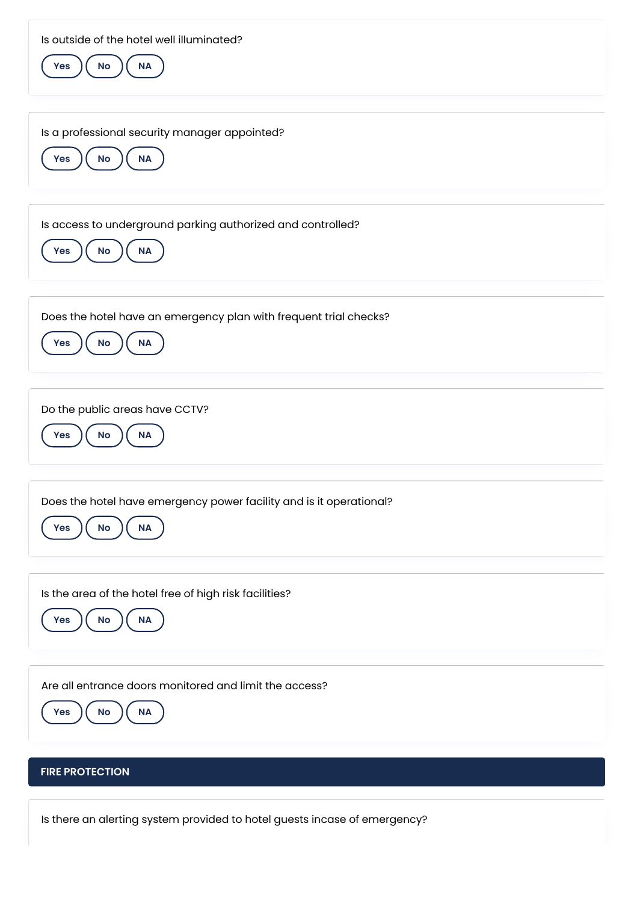Is outside of the hotel well illuminated?

Yes No NA

Is a professional security manager appointed?

Yes No NA

Is access to underground parking authorized and controlled?

Yes No NA

Does the hotel have an emergency plan with frequent trial checks?

Yes No NA

Do the public areas have CCTV?

Yes No NA

Does the hotel have emergency power facility and is it operational?

Yes No NA

Is the area of the hotel free of high risk facilities?

Yes No NA

Are all entrance doors monitored and limit the access?

Yes No NA

## FIRE PROTECTION

Is there an alerting system provided to hotel guests incase of emergency?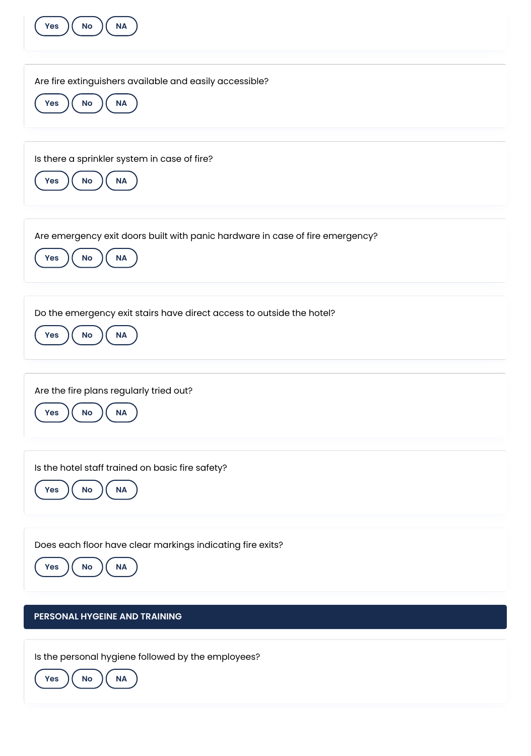Yes No NA

Are fire extinguishers available and easily accessible?

Yes No NA

Is there a sprinkler system in case of fire?

Yes No NA

Are emergency exit doors built with panic hardware in case of fire emergency?

Yes No NA

Do the emergency exit stairs have direct access to outside the hotel?

Yes No NA

Are the fire plans regularly tried out?

Yes No NA

Is the hotel staff trained on basic fire safety?

Yes No NA

Does each floor have clear markings indicating fire exits?

Yes No NA

## PERSONAL HYGEINE AND TRAINING

Is the personal hygiene followed by the employees?

Yes No NA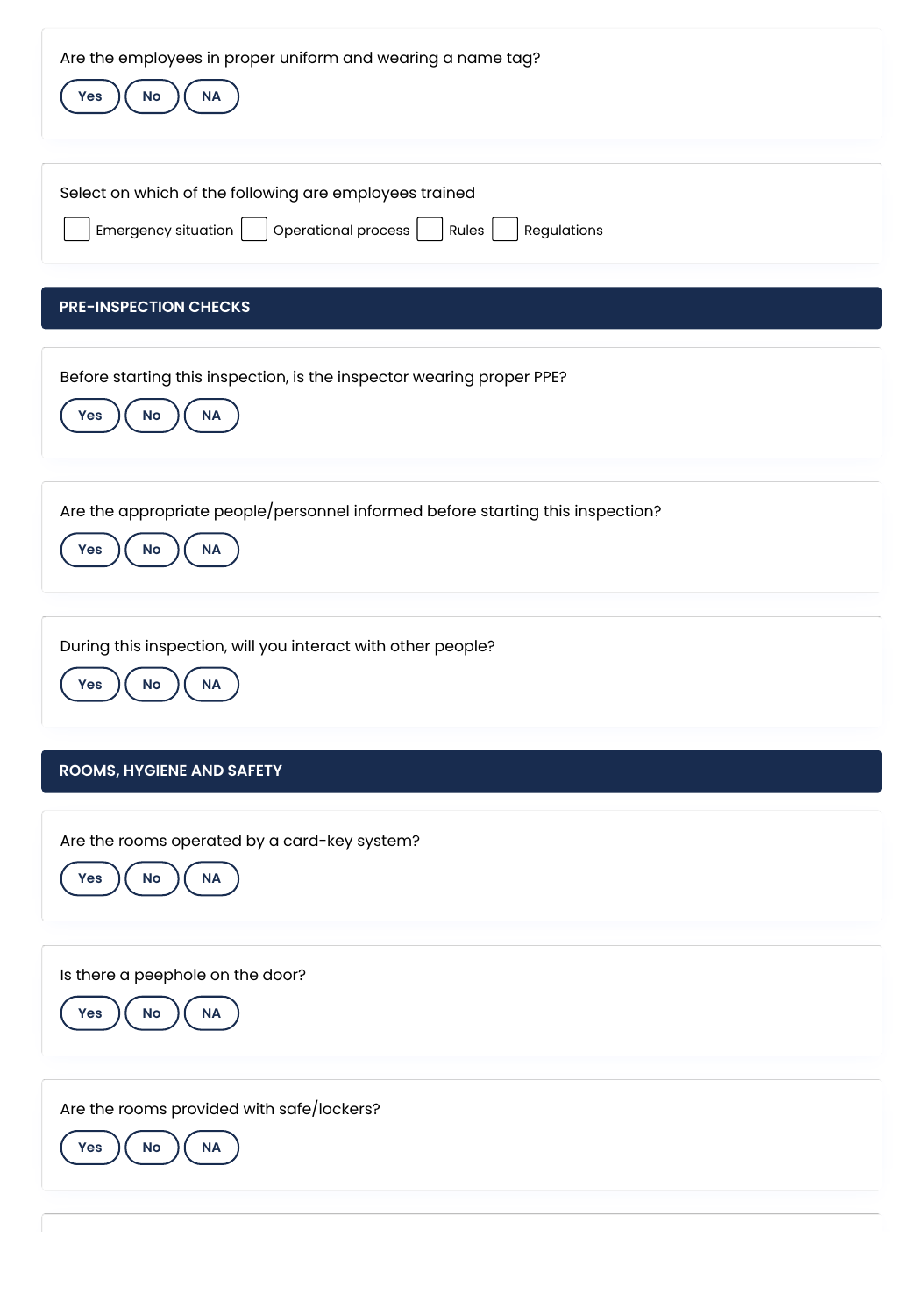Are the employees in proper uniform and wearing a name tag?

Yes No NA

Select on which of the following are employees trained

☐ Emergency situation ☐ Operational process ☐ Rules ☐ Regulations

## PRE-INSPECTION CHECKS

Before starting this inspection, is the inspector wearing proper PPE?

Yes No NA

Are the appropriate people/personnel informed before starting this inspection?

Yes No NA

During this inspection, will you interact with other people?

Yes No NA

## ROOMS, HYGIENE AND SAFETY

Are the rooms operated by a card-key system?

Yes No NA

Is there a peephole on the door?

Yes No NA

Are the rooms provided with safe/lockers?

Yes No NA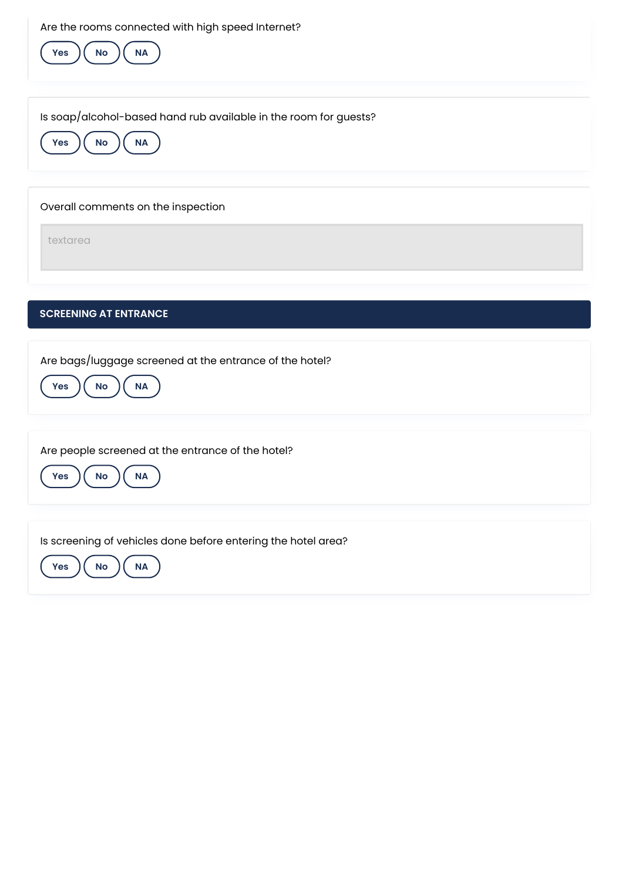Are the rooms connected with high speed Internet?

Yes No NA

Is soap/alcohol-based hand rub available in the room for guests?

Yes No NA

Overall comments on the inspection

textarea

## SCREENING AT ENTRANCE

Are bags/luggage screened at the entrance of the hotel?

Yes No NA

Are people screened at the entrance of the hotel?

Yes No NA

Is screening of vehicles done before entering the hotel area?

Yes No NA